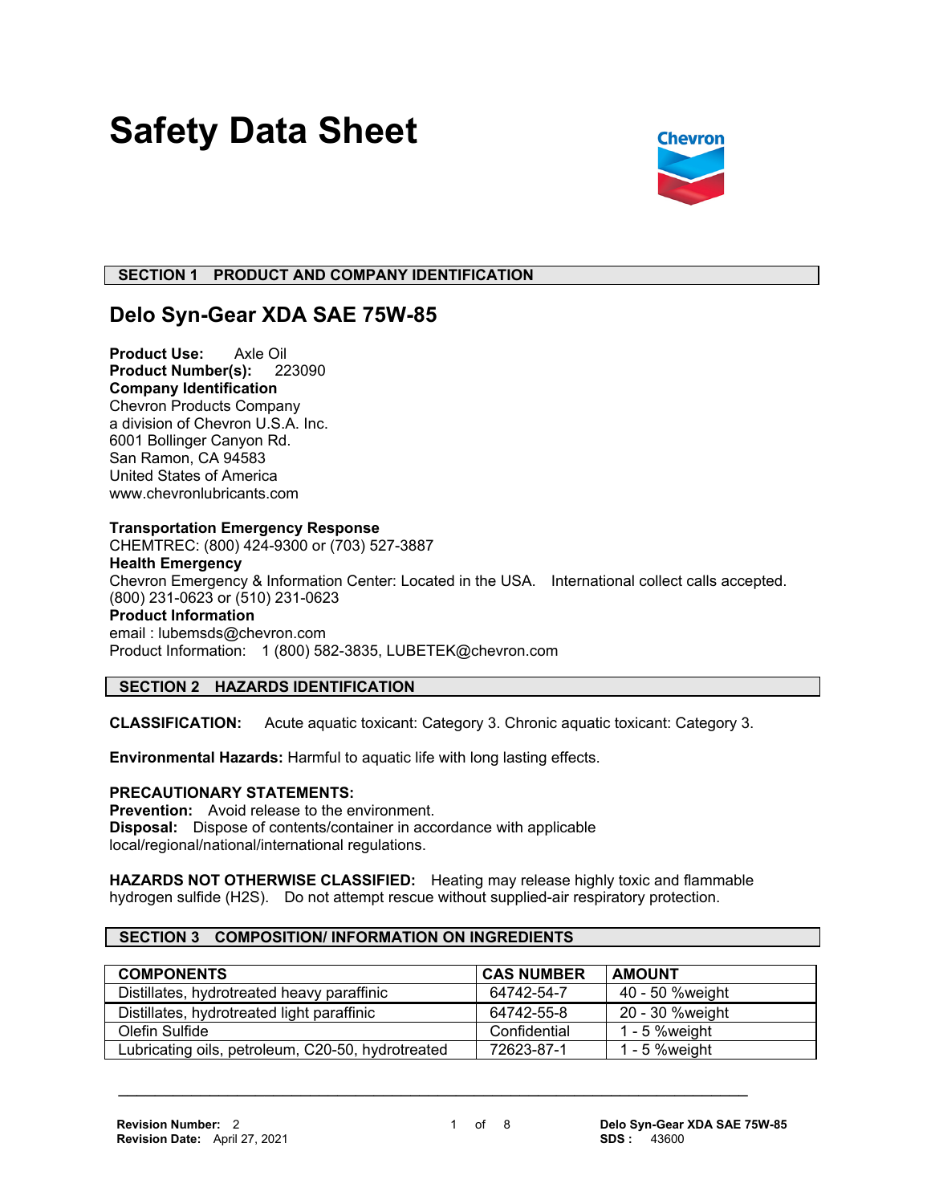# Safety Data Sheet

## SECTION 1 PRODUCT AND COMPANY IDENTIFICATION

## Delo Syn-Gear XDA SAE 75W-85

**Product Use:** Axle Oil
**Product Number(s):** 223090
**Company Identification**
Chevron Products Company
a division of Chevron U.S.A. Inc.
6001 Bollinger Canyon Rd.
San Ramon, CA 94583
United States of America
www.chevronlubricants.com

**Transportation Emergency Response**
CHEMTREC: (800) 424-9300 or (703) 527-3887
**Health Emergency**
Chevron Emergency & Information Center: Located in the USA. International collect calls accepted. (800) 231-0623 or (510) 231-0623
**Product Information**
email : lubemsds@chevron.com
Product Information: 1 (800) 582-3835, LUBETEK@chevron.com

## SECTION 2 HAZARDS IDENTIFICATION

**CLASSIFICATION:** Acute aquatic toxicant: Category 3. Chronic aquatic toxicant: Category 3.

**Environmental Hazards:** Harmful to aquatic life with long lasting effects.

**PRECAUTIONARY STATEMENTS:**
**Prevention:** Avoid release to the environment.
**Disposal:** Dispose of contents/container in accordance with applicable local/regional/national/international regulations.

**HAZARDS NOT OTHERWISE CLASSIFIED:** Heating may release highly toxic and flammable hydrogen sulfide ($H_2S$). Do not attempt rescue without supplied-air respiratory protection.

## SECTION 3 COMPOSITION/ INFORMATION ON INGREDIENTS

| COMPONENTS | CAS NUMBER | AMOUNT |
|---|---|---|
| Distillates, hydrotreated heavy paraffinic | 64742-54-7 | 40 - 50 %weight |
| Distillates, hydrotreated light paraffinic | 64742-55-8 | 20 - 30 %weight |
| Olefin Sulfide | Confidential | 1 - 5 %weight |
| Lubricating oils, petroleum, C20-50, hydrotreated | 72623-87-1 | 1 - 5 %weight |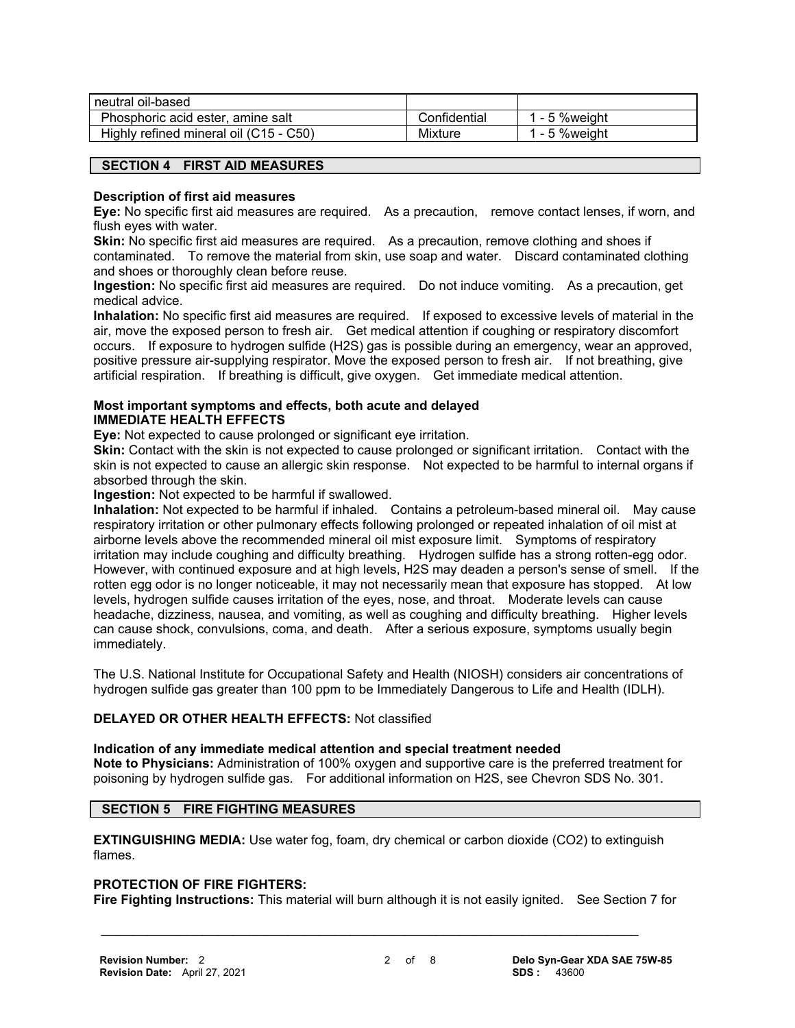| neutral oil-based | | |
|---|---|---|
| Phosphoric acid ester, amine salt | Confidential | 1 - 5 %weight |
| Highly refined mineral oil (C15 - C50) | Mixture | 1 - 5 %weight |

## SECTION 4 FIRST AID MEASURES

**Description of first aid measures**

**Eye:** No specific first aid measures are required. As a precaution, remove contact lenses, if worn, and flush eyes with water.

**Skin:** No specific first aid measures are required. As a precaution, remove clothing and shoes if contaminated. To remove the material from skin, use soap and water. Discard contaminated clothing and shoes or thoroughly clean before reuse.

**Ingestion:** No specific first aid measures are required. Do not induce vomiting. As a precaution, get medical advice.

**Inhalation:** No specific first aid measures are required. If exposed to excessive levels of material in the air, move the exposed person to fresh air. Get medical attention if coughing or respiratory discomfort occurs. If exposure to hydrogen sulfide (H2S) gas is possible during an emergency, wear an approved, positive pressure air-supplying respirator. Move the exposed person to fresh air. If not breathing, give artificial respiration. If breathing is difficult, give oxygen. Get immediate medical attention.

**Most important symptoms and effects, both acute and delayed**

**IMMEDIATE HEALTH EFFECTS**

**Eye:** Not expected to cause prolonged or significant eye irritation.

**Skin:** Contact with the skin is not expected to cause prolonged or significant irritation. Contact with the skin is not expected to cause an allergic skin response. Not expected to be harmful to internal organs if absorbed through the skin.

**Ingestion:** Not expected to be harmful if swallowed.

**Inhalation:** Not expected to be harmful if inhaled. Contains a petroleum-based mineral oil. May cause respiratory irritation or other pulmonary effects following prolonged or repeated inhalation of oil mist at airborne levels above the recommended mineral oil mist exposure limit. Symptoms of respiratory irritation may include coughing and difficulty breathing. Hydrogen sulfide has a strong rotten-egg odor. However, with continued exposure and at high levels, H2S may deaden a person's sense of smell. If the rotten egg odor is no longer noticeable, it may not necessarily mean that exposure has stopped. At low levels, hydrogen sulfide causes irritation of the eyes, nose, and throat. Moderate levels can cause headache, dizziness, nausea, and vomiting, as well as coughing and difficulty breathing. Higher levels can cause shock, convulsions, coma, and death. After a serious exposure, symptoms usually begin immediately.

The U.S. National Institute for Occupational Safety and Health (NIOSH) considers air concentrations of hydrogen sulfide gas greater than 100 ppm to be Immediately Dangerous to Life and Health (IDLH).

**DELAYED OR OTHER HEALTH EFFECTS:** Not classified

**Indication of any immediate medical attention and special treatment needed**

**Note to Physicians:** Administration of 100% oxygen and supportive care is the preferred treatment for poisoning by hydrogen sulfide gas. For additional information on H2S, see Chevron SDS No. 301.

## SECTION 5 FIRE FIGHTING MEASURES

**EXTINGUISHING MEDIA:** Use water fog, foam, dry chemical or carbon dioxide (CO2) to extinguish flames.

**PROTECTION OF FIRE FIGHTERS:**

**Fire Fighting Instructions:** This material will burn although it is not easily ignited. See Section 7 for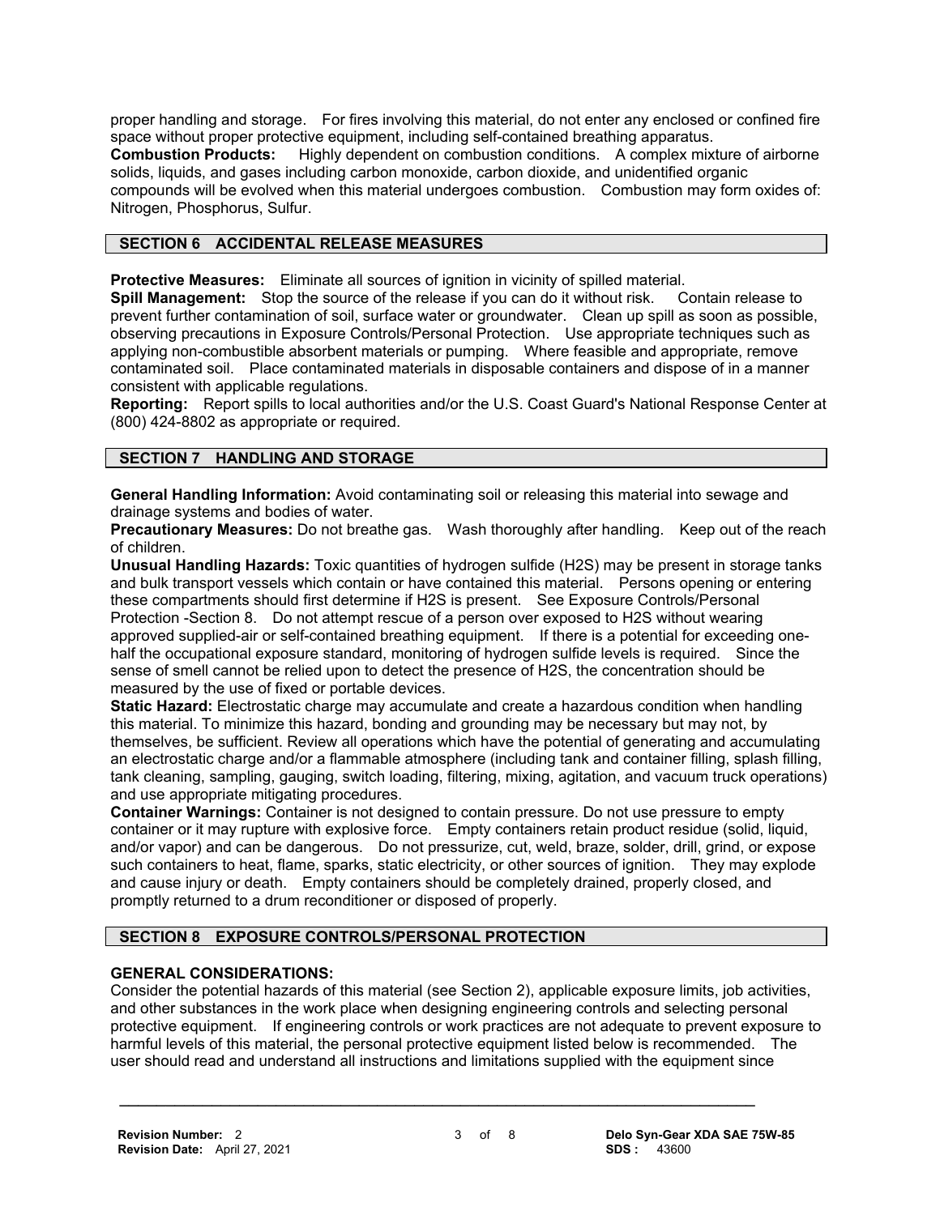proper handling and storage. For fires involving this material, do not enter any enclosed or confined fire space without proper protective equipment, including self-contained breathing apparatus.
**Combustion Products:** Highly dependent on combustion conditions. A complex mixture of airborne solids, liquids, and gases including carbon monoxide, carbon dioxide, and unidentified organic compounds will be evolved when this material undergoes combustion. Combustion may form oxides of: Nitrogen, Phosphorus, Sulfur.

## SECTION 6 ACCIDENTAL RELEASE MEASURES

**Protective Measures:** Eliminate all sources of ignition in vicinity of spilled material.
**Spill Management:** Stop the source of the release if you can do it without risk. Contain release to prevent further contamination of soil, surface water or groundwater. Clean up spill as soon as possible, observing precautions in Exposure Controls/Personal Protection. Use appropriate techniques such as applying non-combustible absorbent materials or pumping. Where feasible and appropriate, remove contaminated soil. Place contaminated materials in disposable containers and dispose of in a manner consistent with applicable regulations.
**Reporting:** Report spills to local authorities and/or the U.S. Coast Guard's National Response Center at (800) 424-8802 as appropriate or required.

## SECTION 7 HANDLING AND STORAGE

**General Handling Information:** Avoid contaminating soil or releasing this material into sewage and drainage systems and bodies of water.
**Precautionary Measures:** Do not breathe gas. Wash thoroughly after handling. Keep out of the reach of children.
**Unusual Handling Hazards:** Toxic quantities of hydrogen sulfide (H2S) may be present in storage tanks and bulk transport vessels which contain or have contained this material. Persons opening or entering these compartments should first determine if H2S is present. See Exposure Controls/Personal Protection -Section 8. Do not attempt rescue of a person over exposed to H2S without wearing approved supplied-air or self-contained breathing equipment. If there is a potential for exceeding one-half the occupational exposure standard, monitoring of hydrogen sulfide levels is required. Since the sense of smell cannot be relied upon to detect the presence of H2S, the concentration should be measured by the use of fixed or portable devices.
**Static Hazard:** Electrostatic charge may accumulate and create a hazardous condition when handling this material. To minimize this hazard, bonding and grounding may be necessary but may not, by themselves, be sufficient. Review all operations which have the potential of generating and accumulating an electrostatic charge and/or a flammable atmosphere (including tank and container filling, splash filling, tank cleaning, sampling, gauging, switch loading, filtering, mixing, agitation, and vacuum truck operations) and use appropriate mitigating procedures.
**Container Warnings:** Container is not designed to contain pressure. Do not use pressure to empty container or it may rupture with explosive force. Empty containers retain product residue (solid, liquid, and/or vapor) and can be dangerous. Do not pressurize, cut, weld, braze, solder, drill, grind, or expose such containers to heat, flame, sparks, static electricity, or other sources of ignition. They may explode and cause injury or death. Empty containers should be completely drained, properly closed, and promptly returned to a drum reconditioner or disposed of properly.

## SECTION 8 EXPOSURE CONTROLS/PERSONAL PROTECTION

**GENERAL CONSIDERATIONS:**
Consider the potential hazards of this material (see Section 2), applicable exposure limits, job activities, and other substances in the work place when designing engineering controls and selecting personal protective equipment. If engineering controls or work practices are not adequate to prevent exposure to harmful levels of this material, the personal protective equipment listed below is recommended. The user should read and understand all instructions and limitations supplied with the equipment since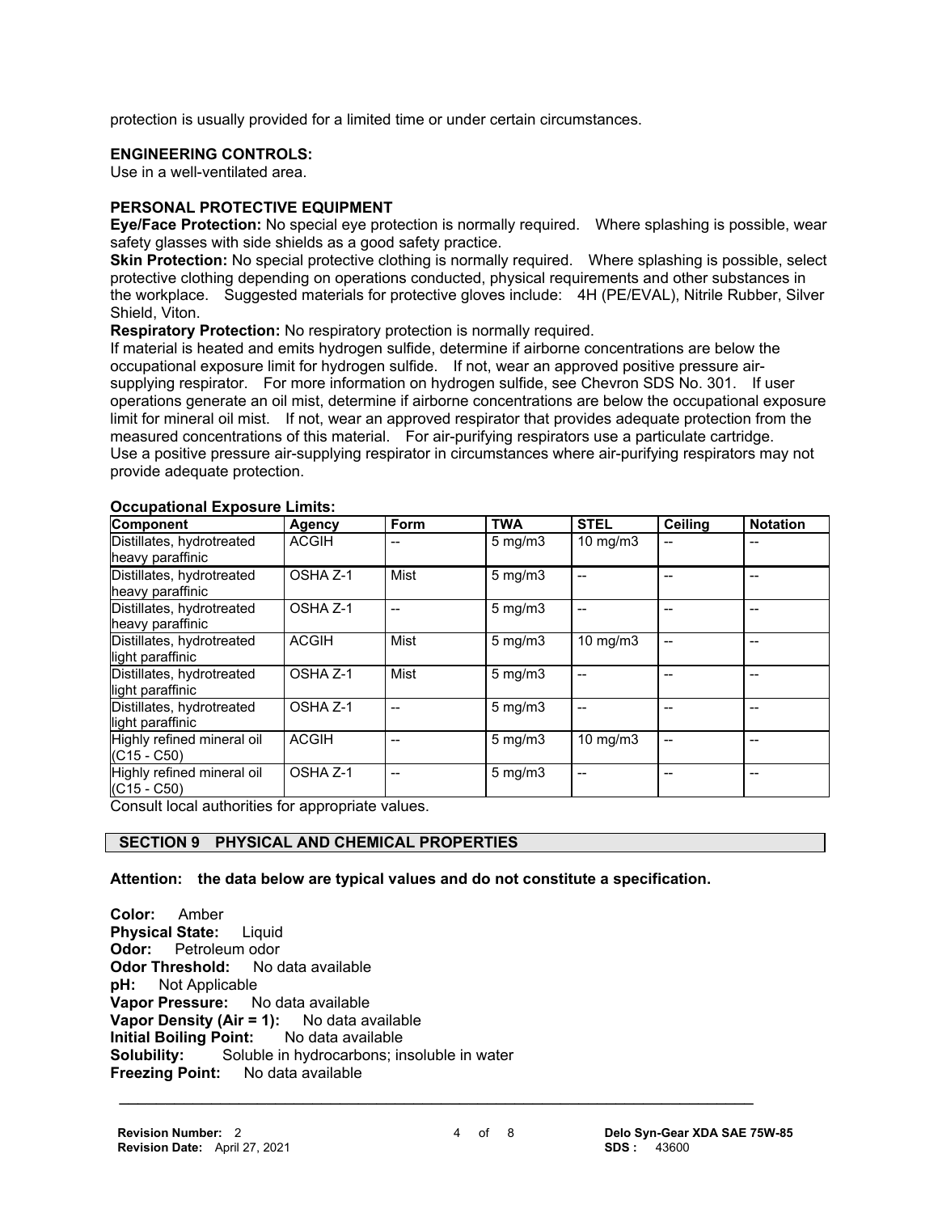protection is usually provided for a limited time or under certain circumstances.

**ENGINEERING CONTROLS:**
Use in a well-ventilated area.

**PERSONAL PROTECTIVE EQUIPMENT**

**Eye/Face Protection:** No special eye protection is normally required. Where splashing is possible, wear safety glasses with side shields as a good safety practice.

**Skin Protection:** No special protective clothing is normally required. Where splashing is possible, select protective clothing depending on operations conducted, physical requirements and other substances in the workplace. Suggested materials for protective gloves include: 4H (PE/EVAL), Nitrile Rubber, Silver Shield, Viton.

**Respiratory Protection:** No respiratory protection is normally required.
If material is heated and emits hydrogen sulfide, determine if airborne concentrations are below the occupational exposure limit for hydrogen sulfide. If not, wear an approved positive pressure air-supplying respirator. For more information on hydrogen sulfide, see Chevron SDS No. 301. If user operations generate an oil mist, determine if airborne concentrations are below the occupational exposure limit for mineral oil mist. If not, wear an approved respirator that provides adequate protection from the measured concentrations of this material. For air-purifying respirators use a particulate cartridge.
Use a positive pressure air-supplying respirator in circumstances where air-purifying respirators may not provide adequate protection.

**Occupational Exposure Limits:**

| Component | Agency | Form | TWA | STEL | Ceiling | Notation |
|---|---|---|---|---|---|---|
| Distillates, hydrotreated heavy paraffinic | ACGIH | -- | 5 mg/m3 | 10 mg/m3 | -- | -- |
| Distillates, hydrotreated heavy paraffinic | OSHA Z-1 | Mist | 5 mg/m3 | -- | -- | -- |
| Distillates, hydrotreated heavy paraffinic | OSHA Z-1 | -- | 5 mg/m3 | -- | -- | -- |
| Distillates, hydrotreated light paraffinic | ACGIH | Mist | 5 mg/m3 | 10 mg/m3 | -- | -- |
| Distillates, hydrotreated light paraffinic | OSHA Z-1 | Mist | 5 mg/m3 | -- | -- | -- |
| Distillates, hydrotreated light paraffinic | OSHA Z-1 | -- | 5 mg/m3 | -- | -- | -- |
| Highly refined mineral oil (C15 - C50) | ACGIH | -- | 5 mg/m3 | 10 mg/m3 | -- | -- |
| Highly refined mineral oil (C15 - C50) | OSHA Z-1 | -- | 5 mg/m3 | -- | -- | -- |

Consult local authorities for appropriate values.

## SECTION 9 PHYSICAL AND CHEMICAL PROPERTIES

**Attention: the data below are typical values and do not constitute a specification.**

**Color:** Amber
**Physical State:** Liquid
**Odor:** Petroleum odor
**Odor Threshold:** No data available
**pH:** Not Applicable
**Vapor Pressure:** No data available
**Vapor Density (Air = 1):** No data available
**Initial Boiling Point:** No data available
**Solubility:** Soluble in hydrocarbons; insoluble in water
**Freezing Point:** No data available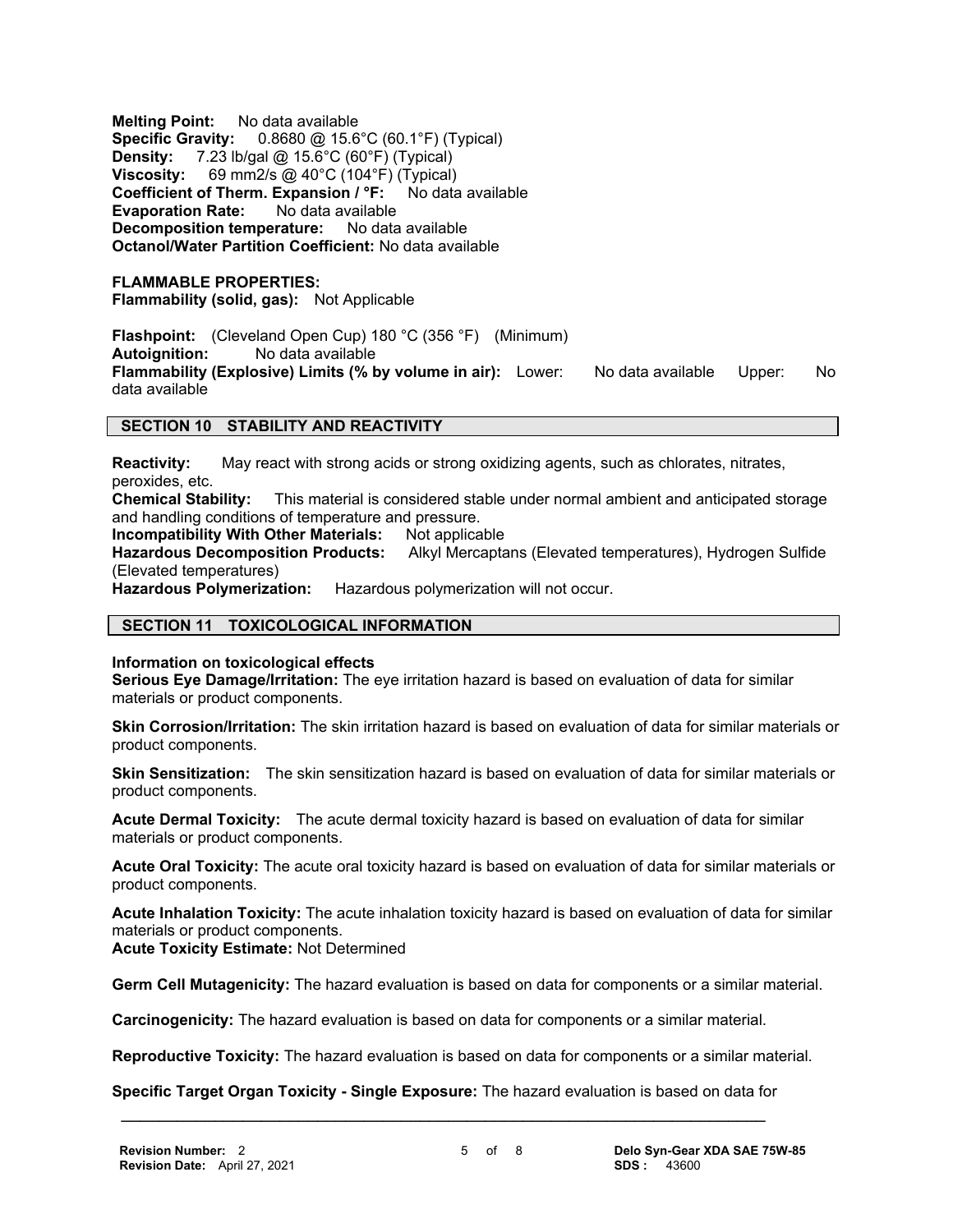**Melting Point:** No data available
**Specific Gravity:** 0.8680 @ 15.6°C (60.1°F) (Typical)
**Density:** 7.23 lb/gal @ 15.6°C (60°F) (Typical)
**Viscosity:** 69 mm2/s @ 40°C (104°F) (Typical)
**Coefficient of Therm. Expansion / °F:** No data available
**Evaporation Rate:** No data available
**Decomposition temperature:** No data available
**Octanol/Water Partition Coefficient:** No data available

**FLAMMABLE PROPERTIES:**
**Flammability (solid, gas):** Not Applicable

**Flashpoint:** (Cleveland Open Cup) 180 °C (356 °F) (Minimum)
**Autoignition:** No data available
**Flammability (Explosive) Limits (% by volume in air):** Lower: No data available Upper: No data available

## SECTION 10 STABILITY AND REACTIVITY

**Reactivity:** May react with strong acids or strong oxidizing agents, such as chlorates, nitrates, peroxides, etc.
**Chemical Stability:** This material is considered stable under normal ambient and anticipated storage and handling conditions of temperature and pressure.
**Incompatibility With Other Materials:** Not applicable
**Hazardous Decomposition Products:** Alkyl Mercaptans (Elevated temperatures), Hydrogen Sulfide (Elevated temperatures)
**Hazardous Polymerization:** Hazardous polymerization will not occur.

## SECTION 11 TOXICOLOGICAL INFORMATION

**Information on toxicological effects**
**Serious Eye Damage/Irritation:** The eye irritation hazard is based on evaluation of data for similar materials or product components.

**Skin Corrosion/Irritation:** The skin irritation hazard is based on evaluation of data for similar materials or product components.

**Skin Sensitization:** The skin sensitization hazard is based on evaluation of data for similar materials or product components.

**Acute Dermal Toxicity:** The acute dermal toxicity hazard is based on evaluation of data for similar materials or product components.

**Acute Oral Toxicity:** The acute oral toxicity hazard is based on evaluation of data for similar materials or product components.

**Acute Inhalation Toxicity:** The acute inhalation toxicity hazard is based on evaluation of data for similar materials or product components.
**Acute Toxicity Estimate:** Not Determined

**Germ Cell Mutagenicity:** The hazard evaluation is based on data for components or a similar material.

**Carcinogenicity:** The hazard evaluation is based on data for components or a similar material.

**Reproductive Toxicity:** The hazard evaluation is based on data for components or a similar material.

**Specific Target Organ Toxicity - Single Exposure:** The hazard evaluation is based on data for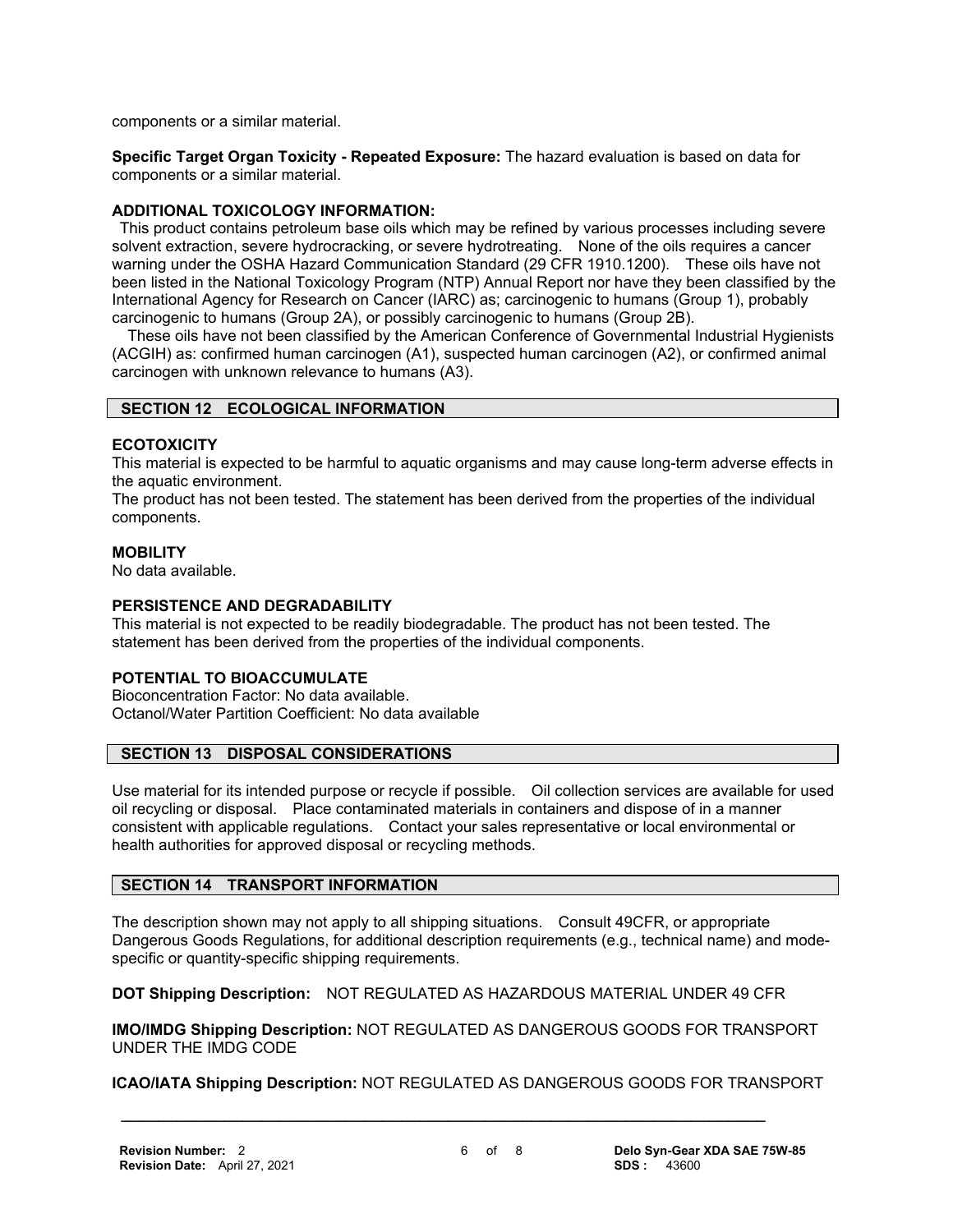components or a similar material.

**Specific Target Organ Toxicity - Repeated Exposure:** The hazard evaluation is based on data for components or a similar material.

**ADDITIONAL TOXICOLOGY INFORMATION:**

This product contains petroleum base oils which may be refined by various processes including severe solvent extraction, severe hydrocracking, or severe hydrotreating. None of the oils requires a cancer warning under the OSHA Hazard Communication Standard (29 CFR 1910.1200). These oils have not been listed in the National Toxicology Program (NTP) Annual Report nor have they been classified by the International Agency for Research on Cancer (IARC) as; carcinogenic to humans (Group 1), probably carcinogenic to humans (Group 2A), or possibly carcinogenic to humans (Group 2B).

These oils have not been classified by the American Conference of Governmental Industrial Hygienists (ACGIH) as: confirmed human carcinogen (A1), suspected human carcinogen (A2), or confirmed animal carcinogen with unknown relevance to humans (A3).

## SECTION 12 ECOLOGICAL INFORMATION

**ECOTOXICITY**

This material is expected to be harmful to aquatic organisms and may cause long-term adverse effects in the aquatic environment.

The product has not been tested. The statement has been derived from the properties of the individual components.

**MOBILITY**

No data available.

**PERSISTENCE AND DEGRADABILITY**

This material is not expected to be readily biodegradable. The product has not been tested. The statement has been derived from the properties of the individual components.

**POTENTIAL TO BIOACCUMULATE**

Bioconcentration Factor: No data available.
Octanol/Water Partition Coefficient: No data available

## SECTION 13 DISPOSAL CONSIDERATIONS

Use material for its intended purpose or recycle if possible. Oil collection services are available for used oil recycling or disposal. Place contaminated materials in containers and dispose of in a manner consistent with applicable regulations. Contact your sales representative or local environmental or health authorities for approved disposal or recycling methods.

## SECTION 14 TRANSPORT INFORMATION

The description shown may not apply to all shipping situations. Consult 49CFR, or appropriate Dangerous Goods Regulations, for additional description requirements (e.g., technical name) and mode-specific or quantity-specific shipping requirements.

**DOT Shipping Description:** NOT REGULATED AS HAZARDOUS MATERIAL UNDER 49 CFR

**IMO/IMDG Shipping Description:** NOT REGULATED AS DANGEROUS GOODS FOR TRANSPORT UNDER THE IMDG CODE

**ICAO/IATA Shipping Description:** NOT REGULATED AS DANGEROUS GOODS FOR TRANSPORT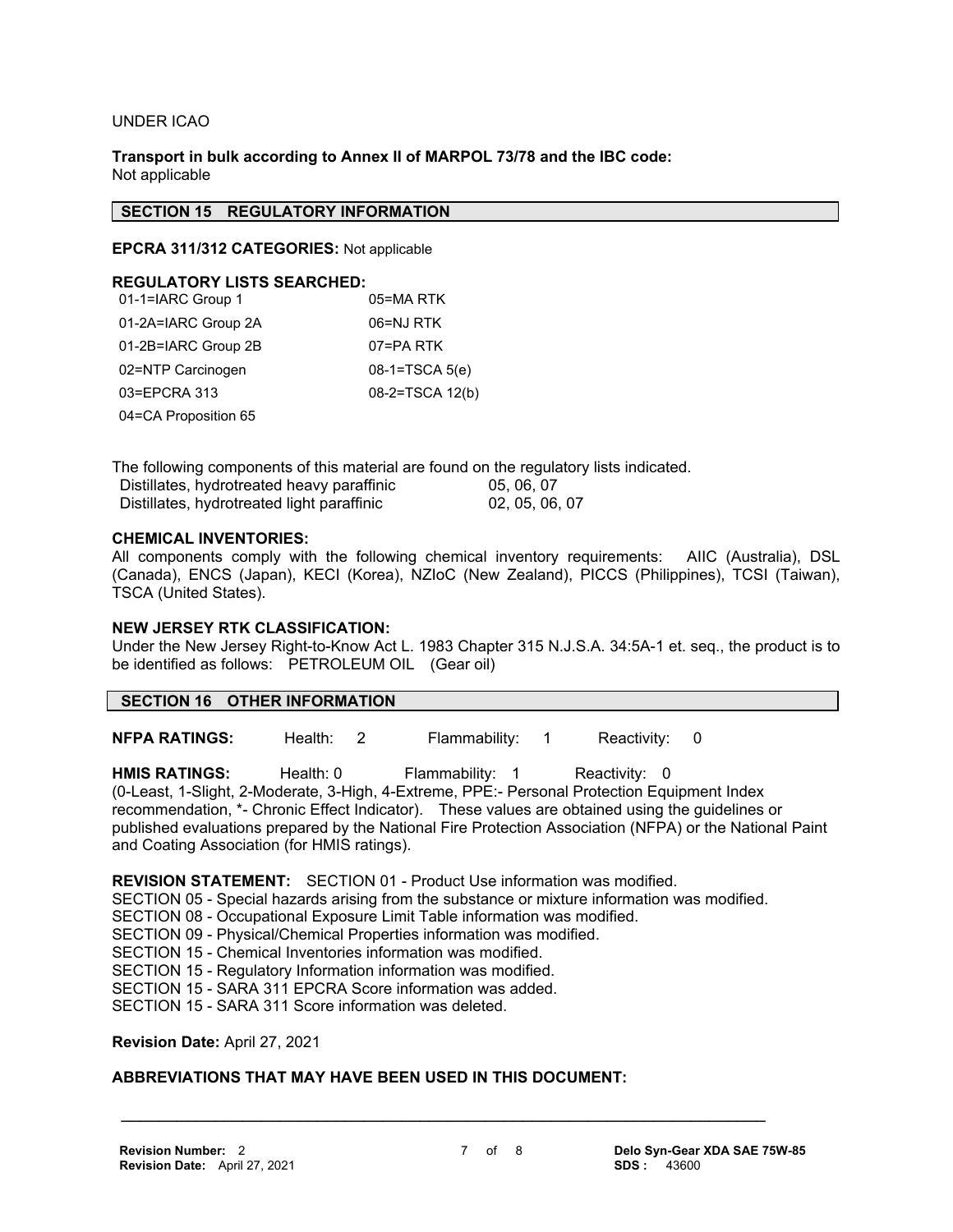UNDER ICAO

**Transport in bulk according to Annex II of MARPOL 73/78 and the IBC code:**
Not applicable

## SECTION 15 REGULATORY INFORMATION

**EPCRA 311/312 CATEGORIES:** Not applicable

**REGULATORY LISTS SEARCHED:**

| | |
|---|---|
| 01-1=IARC Group 1 | 05=MA RTK |
| 01-2A=IARC Group 2A | 06=NJ RTK |
| 01-2B=IARC Group 2B | 07=PA RTK |
| 02=NTP Carcinogen | 08-1=TSCA 5(e) |
| 03=EPCRA 313 | 08-2=TSCA 12(b) |
| 04=CA Proposition 65 | |

The following components of this material are found on the regulatory lists indicated.

| | |
|---|---|
| Distillates, hydrotreated heavy paraffinic | 05, 06, 07 |
| Distillates, hydrotreated light paraffinic | 02, 05, 06, 07 |

**CHEMICAL INVENTORIES:**
All components comply with the following chemical inventory requirements: AIIC (Australia), DSL (Canada), ENCS (Japan), KECI (Korea), NZIoC (New Zealand), PICCS (Philippines), TCSI (Taiwan), TSCA (United States).

**NEW JERSEY RTK CLASSIFICATION:**
Under the New Jersey Right-to-Know Act L. 1983 Chapter 315 N.J.S.A. 34:5A-1 et. seq., the product is to be identified as follows: PETROLEUM OIL (Gear oil)

## SECTION 16 OTHER INFORMATION

**NFPA RATINGS:** Health: 2 Flammability: 1 Reactivity: 0

**HMIS RATINGS:** Health: 0 Flammability: 1 Reactivity: 0
(0-Least, 1-Slight, 2-Moderate, 3-High, 4-Extreme, PPE:- Personal Protection Equipment Index recommendation, *- Chronic Effect Indicator). These values are obtained using the guidelines or published evaluations prepared by the National Fire Protection Association (NFPA) or the National Paint and Coating Association (for HMIS ratings).

**REVISION STATEMENT:** SECTION 01 - Product Use information was modified.
SECTION 05 - Special hazards arising from the substance or mixture information was modified.
SECTION 08 - Occupational Exposure Limit Table information was modified.
SECTION 09 - Physical/Chemical Properties information was modified.
SECTION 15 - Chemical Inventories information was modified.
SECTION 15 - Regulatory Information information was modified.
SECTION 15 - SARA 311 EPCRA Score information was added.
SECTION 15 - SARA 311 Score information was deleted.

**Revision Date:** April 27, 2021

**ABBREVIATIONS THAT MAY HAVE BEEN USED IN THIS DOCUMENT:**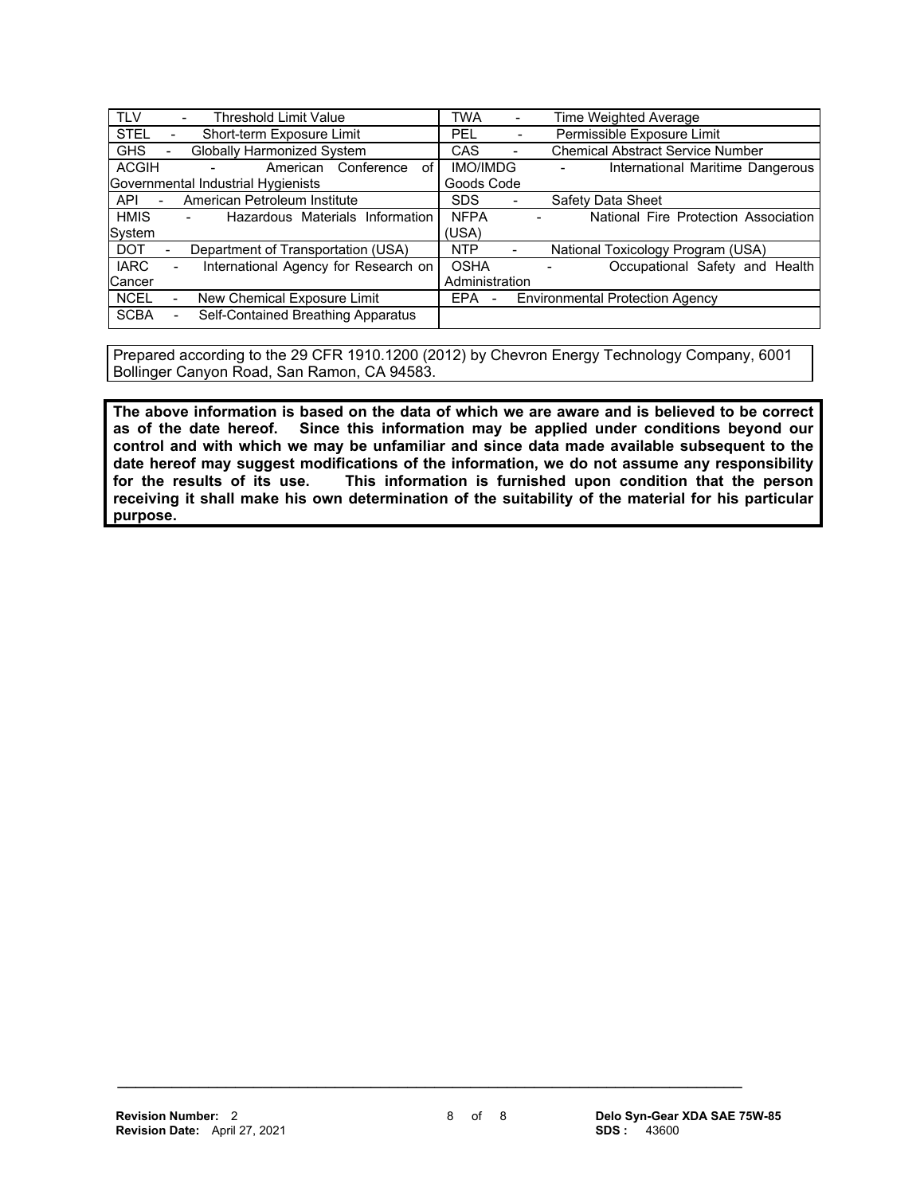| | |
|---|---|
| TLV - Threshold Limit Value | TWA - Time Weighted Average |
| STEL - Short-term Exposure Limit | PEL - Permissible Exposure Limit |
| GHS - Globally Harmonized System | CAS - Chemical Abstract Service Number |
| ACGIH - American Conference of Governmental Industrial Hygienists | IMO/IMDG - International Maritime Dangerous Goods Code |
| API - American Petroleum Institute | SDS - Safety Data Sheet |
| HMIS - Hazardous Materials Information System | NFPA - National Fire Protection Association (USA) |
| DOT - Department of Transportation (USA) | NTP - National Toxicology Program (USA) |
| IARC - International Agency for Research on Cancer | OSHA - Occupational Safety and Health Administration |
| NCEL - New Chemical Exposure Limit | EPA - Environmental Protection Agency |
| SCBA - Self-Contained Breathing Apparatus | |

Prepared according to the 29 CFR 1910.1200 (2012) by Chevron Energy Technology Company, 6001 Bollinger Canyon Road, San Ramon, CA 94583.

**The above information is based on the data of which we are aware and is believed to be correct as of the date hereof. Since this information may be applied under conditions beyond our control and with which we may be unfamiliar and since data made available subsequent to the date hereof may suggest modifications of the information, we do not assume any responsibility for the results of its use. This information is furnished upon condition that the person receiving it shall make his own determination of the suitability of the material for his particular purpose.**